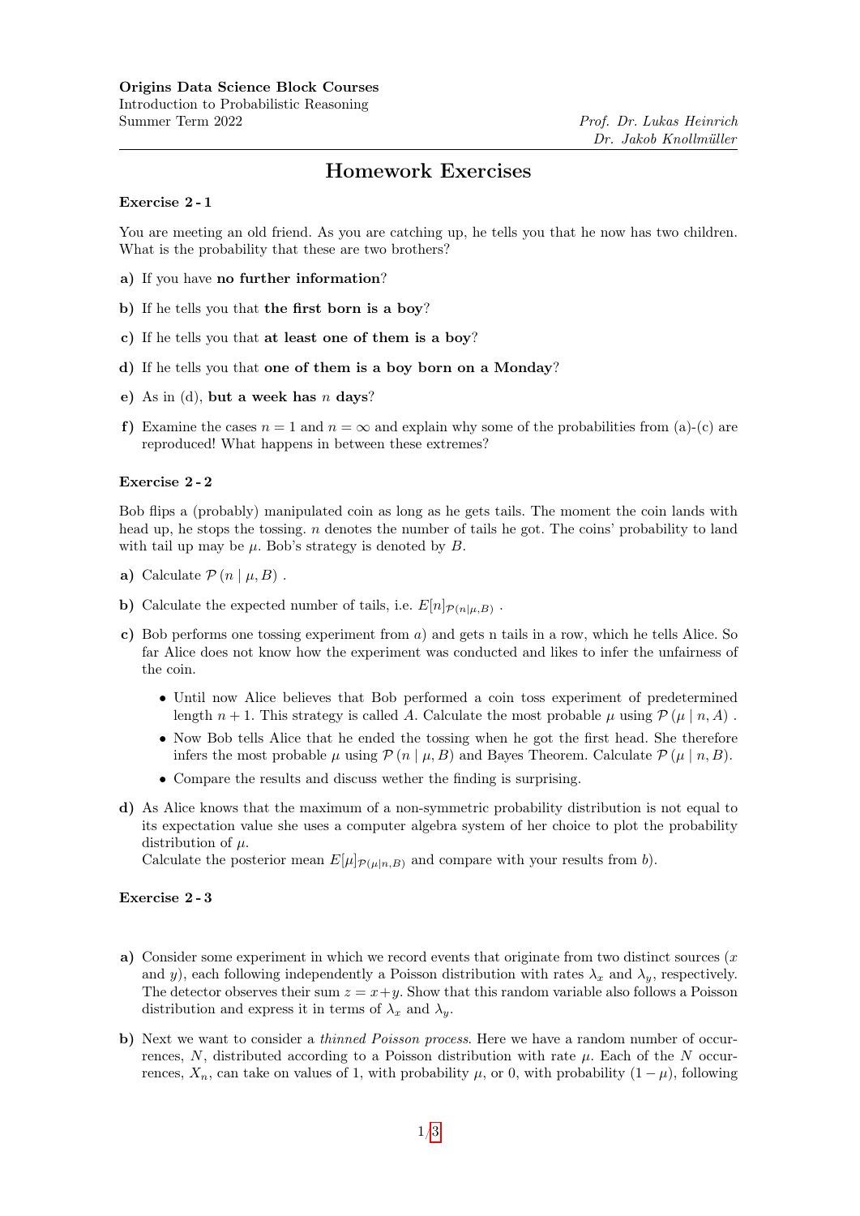**Origins Data Science Block Courses**
Introduction to Probabilistic Reasoning
Summer Term 2022

*Prof. Dr. Lukas Heinrich*
*Dr. Jakob Knollmüller*

# Homework Exercises

### Exercise 2 - 1

You are meeting an old friend. As you are catching up, he tells you that he now has two children. What is the probability that these are two brothers?

**a)** If you have **no further information**?

**b)** If he tells you that **the first born is a boy**?

**c)** If he tells you that **at least one of them is a boy**?

**d)** If he tells you that **one of them is a boy born on a Monday**?

**e)** As in (d), **but a week has** $n$ **days**?

**f)** Examine the cases $n = 1$ and $n = \infty$ and explain why some of the probabilities from (a)-(c) are reproduced! What happens in between these extremes?

### Exercise 2 - 2

Bob flips a (probably) manipulated coin as long as he gets tails. The moment the coin lands with head up, he stops the tossing. $n$ denotes the number of tails he got. The coins' probability to land with tail up may be $\mu$. Bob's strategy is denoted by $B$.

**a)** Calculate $\mathcal{P}\left(n \mid \mu, B\right)$ .

**b)** Calculate the expected number of tails, i.e. $E[n]_{\mathcal{P}(n|\mu,B)}$ .

**c)** Bob performs one tossing experiment from *a)* and gets n tails in a row, which he tells Alice. So far Alice does not know how the experiment was conducted and likes to infer the unfairness of the coin.

- Until now Alice believes that Bob performed a coin toss experiment of predetermined length $n + 1$. This strategy is called $A$. Calculate the most probable $\mu$ using $\mathcal{P}\left(\mu \mid n, A\right)$ .
- Now Bob tells Alice that he ended the tossing when he got the first head. She therefore infers the most probable $\mu$ using $\mathcal{P}\left(n \mid \mu, B\right)$ and Bayes Theorem. Calculate $\mathcal{P}\left(\mu \mid n, B\right)$.
- Compare the results and discuss wether the finding is surprising.

**d)** As Alice knows that the maximum of a non-symmetric probability distribution is not equal to its expectation value she uses a computer algebra system of her choice to plot the probability distribution of $\mu$.
Calculate the posterior mean $E[\mu]_{\mathcal{P}(\mu|n,B)}$ and compare with your results from *b)*.

### Exercise 2 - 3

**a)** Consider some experiment in which we record events that originate from two distinct sources ($x$ and $y$), each following independently a Poisson distribution with rates $\lambda_x$ and $\lambda_y$, respectively. The detector observes their sum $z = x+y$. Show that this random variable also follows a Poisson distribution and express it in terms of $\lambda_x$ and $\lambda_y$.

**b)** Next we want to consider a *thinned Poisson process*. Here we have a random number of occurrences, $N$, distributed according to a Poisson distribution with rate $\mu$. Each of the $N$ occurrences, $X_n$, can take on values of 1, with probability $\mu$, or 0, with probability $(1 - \mu)$, following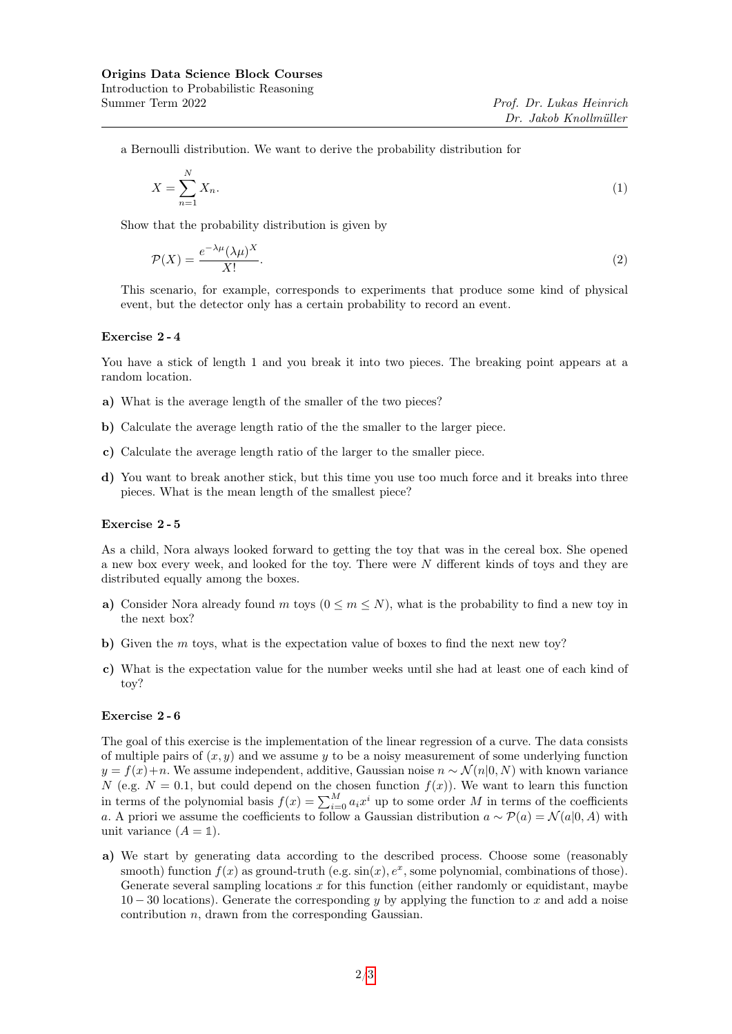a Bernoulli distribution. We want to derive the probability distribution for

$$X = \sum_{n=1}^{N} X_n. \tag{1}$$

Show that the probability distribution is given by

$$\mathcal{P}(X) = \frac{e^{-\lambda\mu}(\lambda\mu)^X}{X!}. \tag{2}$$

This scenario, for example, corresponds to experiments that produce some kind of physical event, but the detector only has a certain probability to record an event.

### Exercise 2 - 4

You have a stick of length 1 and you break it into two pieces. The breaking point appears at a random location.

**a)** What is the average length of the smaller of the two pieces?

**b)** Calculate the average length ratio of the the smaller to the larger piece.

**c)** Calculate the average length ratio of the larger to the smaller piece.

**d)** You want to break another stick, but this time you use too much force and it breaks into three pieces. What is the mean length of the smallest piece?

### Exercise 2 - 5

As a child, Nora always looked forward to getting the toy that was in the cereal box. She opened a new box every week, and looked for the toy. There were $N$ different kinds of toys and they are distributed equally among the boxes.

**a)** Consider Nora already found $m$ toys ($0 \leq m \leq N$), what is the probability to find a new toy in the next box?

**b)** Given the $m$ toys, what is the expectation value of boxes to find the next new toy?

**c)** What is the expectation value for the number weeks until she had at least one of each kind of toy?

### Exercise 2 - 6

The goal of this exercise is the implementation of the linear regression of a curve. The data consists of multiple pairs of $(x, y)$ and we assume $y$ to be a noisy measurement of some underlying function $y = f(x) + n$. We assume independent, additive, Gaussian noise $n \sim \mathcal{N}(n|0, N)$ with known variance $N$ (e.g. $N = 0.1$, but could depend on the chosen function $f(x)$). We want to learn this function in terms of the polynomial basis $f(x) = \sum_{i=0}^{M} a_i x^i$ up to some order $M$ in terms of the coefficients $a$. A priori we assume the coefficients to follow a Gaussian distribution $a \sim \mathcal{P}(a) = \mathcal{N}(a|0, A)$ with unit variance ($A = \mathbb{1}$).

**a)** We start by generating data according to the described process. Choose some (reasonably smooth) function $f(x)$ as ground-truth (e.g. $\sin(x)$, $e^x$, some polynomial, combinations of those). Generate several sampling locations $x$ for this function (either randomly or equidistant, maybe $10 - 30$ locations). Generate the corresponding $y$ by applying the function to $x$ and add a noise contribution $n$, drawn from the corresponding Gaussian.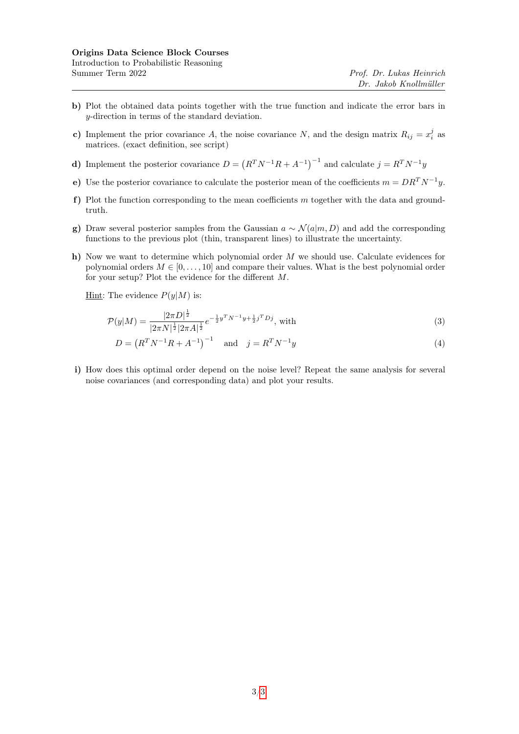**b)** Plot the obtained data points together with the true function and indicate the error bars in $y$-direction in terms of the standard deviation.

**c)** Implement the prior covariance $A$, the noise covariance $N$, and the design matrix $R_{ij} = x_i^j$ as matrices. (exact definition, see script)

**d)** Implement the posterior covariance $D = \left(R^T N^{-1} R + A^{-1}\right)^{-1}$ and calculate $j = R^T N^{-1} y$

**e)** Use the posterior covariance to calculate the posterior mean of the coefficients $m = D R^T N^{-1} y$.

**f)** Plot the function corresponding to the mean coefficients $m$ together with the data and ground-truth.

**g)** Draw several posterior samples from the Gaussian $a \sim \mathcal{N}(a|m, D)$ and add the corresponding functions to the previous plot (thin, transparent lines) to illustrate the uncertainty.

**h)** Now we want to determine which polynomial order $M$ we should use. Calculate evidences for polynomial orders $M \in [0, \ldots, 10]$ and compare their values. What is the best polynomial order for your setup? Plot the evidence for the different $M$.

Hint: The evidence $P(y|M)$ is:

$$\mathcal{P}(y|M) = \frac{|2\pi D|^{\frac{1}{2}}}{|2\pi N|^{\frac{1}{2}} |2\pi A|^{\frac{1}{2}}} e^{-\frac{1}{2} y^T N^{-1} y + \frac{1}{2} j^T D j}, \text{ with} \tag{3}$$

$$D = \left(R^T N^{-1} R + A^{-1}\right)^{-1} \quad \text{and} \quad j = R^T N^{-1} y \tag{4}$$

**i)** How does this optimal order depend on the noise level? Repeat the same analysis for several noise covariances (and corresponding data) and plot your results.